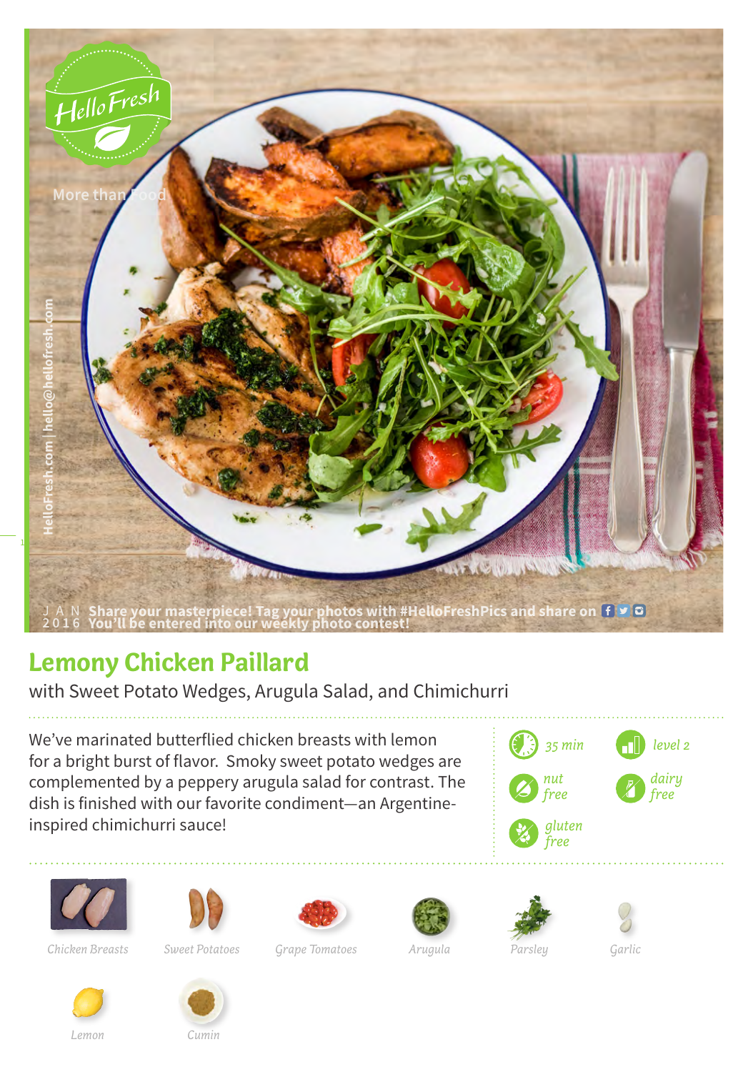HelloFresh

More than Food

HelloFresh.com | hello@hellofresh.com

JAN 2016 Share your masterpiece! Tag your photos with #HelloFreshPics and share on

You'll be entered into our weekly photo contest!

# Lemony Chicken Paillard

with Sweet Potato Wedges, Arugula Salad, and Chimichurri

We've marinated butterflied chicken breasts with lemon for a bright burst of flavor. Smoky sweet potato wedges are complemented by a peppery arugula salad for contrast. The dish is finished with our favorite condiment—an Argentine-inspired chimichurri sauce!

- 35 min
- level 2
- nut free
- dairy free
- gluten free

Chicken Breasts

Sweet Potatoes

Grape Tomatoes

Arugula

Parsley

Garlic

Lemon

Cumin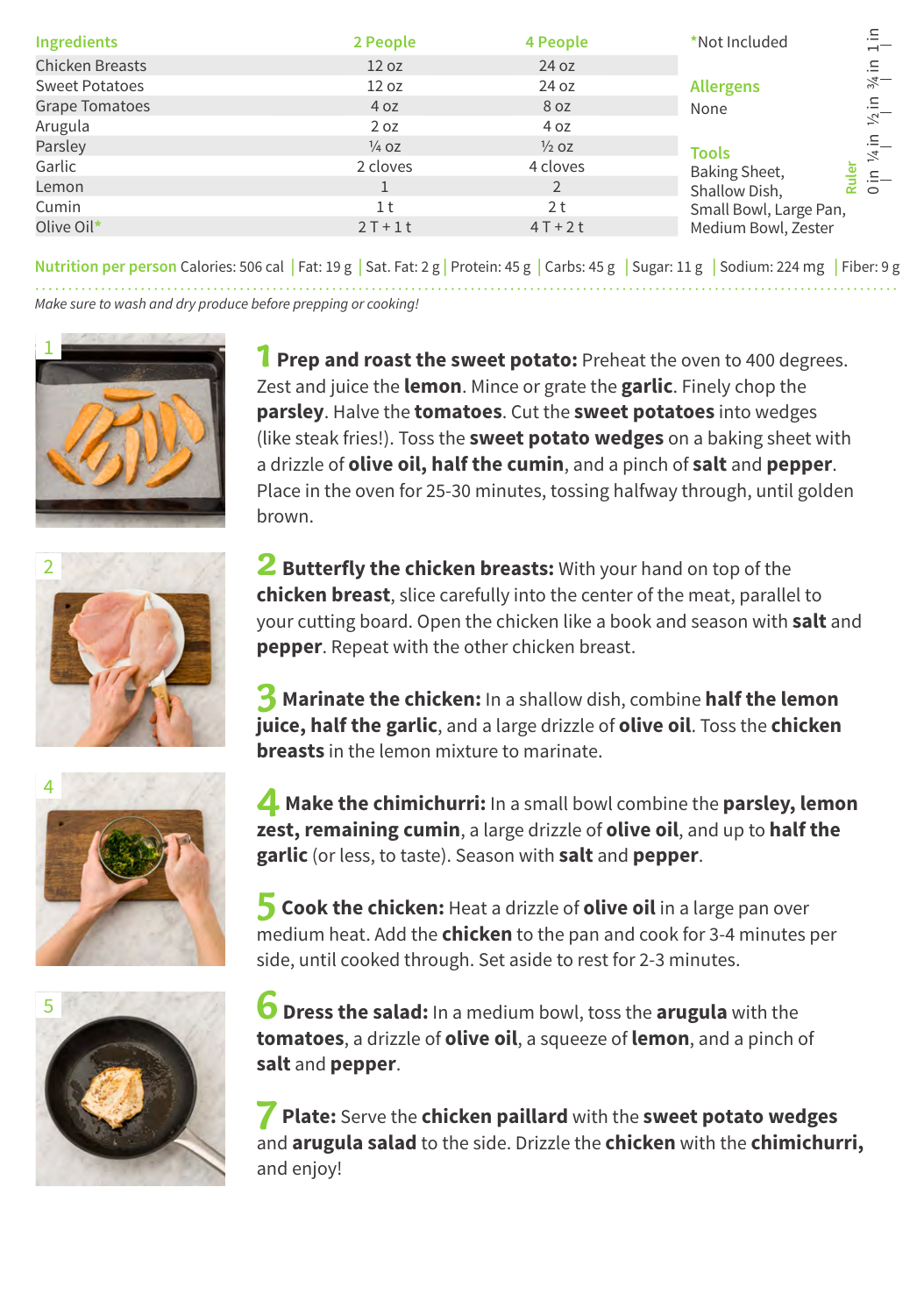| Ingredients | 2 People | 4 People |
| --- | --- | --- |
| Chicken Breasts | 12 oz | 24 oz |
| Sweet Potatoes | 12 oz | 24 oz |
| Grape Tomatoes | 4 oz | 8 oz |
| Arugula | 2 oz | 4 oz |
| Parsley | ¼ oz | ½ oz |
| Garlic | 2 cloves | 4 cloves |
| Lemon | 1 | 2 |
| Cumin | 1 t | 2 t |
| Olive Oil* | 2 T + 1 t | 4 T + 2 t |

*Not Included

**Allergens**
None

**Tools**
Baking Sheet, Shallow Dish, Small Bowl, Large Pan, Medium Bowl, Zester

Ruler
0 in ¼ in ½ in ¾ in 1 in

**Nutrition per person** Calories: 506 cal | Fat: 19 g | Sat. Fat: 2 g | Protein: 45 g | Carbs: 45 g | Sugar: 11 g | Sodium: 224 mg | Fiber: 9 g

*Make sure to wash and dry produce before prepping or cooking!*

**1 Prep and roast the sweet potato:** Preheat the oven to 400 degrees. Zest and juice the **lemon**. Mince or grate the **garlic**. Finely chop the **parsley**. Halve the **tomatoes**. Cut the **sweet potatoes** into wedges (like steak fries!). Toss the **sweet potato wedges** on a baking sheet with a drizzle of **olive oil, half the cumin**, and a pinch of **salt** and **pepper**. Place in the oven for 25-30 minutes, tossing halfway through, until golden brown.

**2 Butterfly the chicken breasts:** With your hand on top of the **chicken breast**, slice carefully into the center of the meat, parallel to your cutting board. Open the chicken like a book and season with **salt** and **pepper**. Repeat with the other chicken breast.

**3 Marinate the chicken:** In a shallow dish, combine **half the lemon juice, half the garlic**, and a large drizzle of **olive oil**. Toss the **chicken breasts** in the lemon mixture to marinate.

**4 Make the chimichurri:** In a small bowl combine the **parsley, lemon zest, remaining cumin**, a large drizzle of **olive oil**, and up to **half the garlic** (or less, to taste). Season with **salt** and **pepper**.

**5 Cook the chicken:** Heat a drizzle of **olive oil** in a large pan over medium heat. Add the **chicken** to the pan and cook for 3-4 minutes per side, until cooked through. Set aside to rest for 2-3 minutes.

**6 Dress the salad:** In a medium bowl, toss the **arugula** with the **tomatoes**, a drizzle of **olive oil**, a squeeze of **lemon**, and a pinch of **salt** and **pepper**.

**7 Plate:** Serve the **chicken paillard** with the **sweet potato wedges** and **arugula salad** to the side. Drizzle the **chicken** with the **chimichurri,** and enjoy!